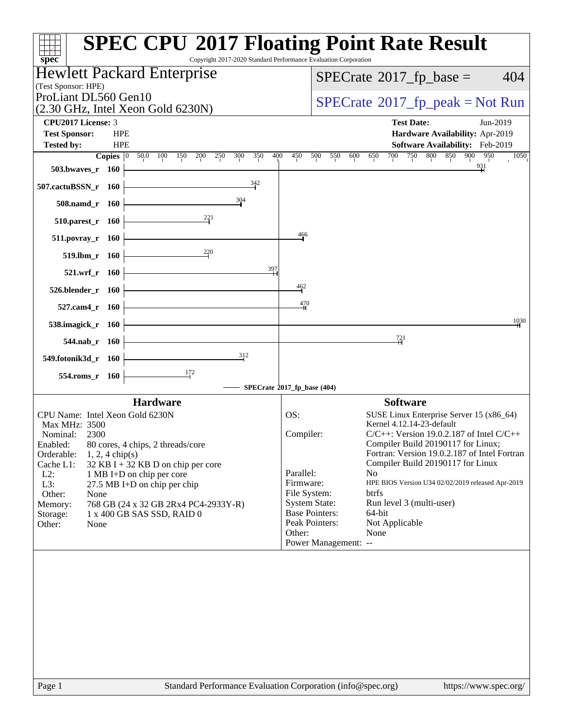# SPEC CPU 2017 Floating Point Rate Result

Copyright 2017-2020 Standard Performance Evaluation Corporation

## Hewlett Packard Enterprise

(Test Sponsor: HPE)

ProLiant DL560 Gen10
(2.30 GHz, Intel Xeon Gold 6230N)

SPECrate 2017_fp_base = 404

SPECrate 2017_fp_peak = Not Run

**CPU2017 License:** 3
**Test Sponsor:** HPE
**Tested by:** HPE

**Test Date:** Jun-2019
**Hardware Availability:** Apr-2019
**Software Availability:** Feb-2019

| Benchmark | Copies | Base Ratio |
|---|---|---|
| 503.bwaves_r | 160 | 931 |
| 507.cactuBSSN_r | 160 | 342 |
| 508.namd_r | 160 | 304 |
| 510.parest_r | 160 | 221 |
| 511.povray_r | 160 | 466 |
| 519.lbm_r | 160 | 220 |
| 521.wrf_r | 160 | 397 |
| 526.blender_r | 160 | 462 |
| 527.cam4_r | 160 | 470 |
| 538.imagick_r | 160 | 1030 |
| 544.nab_r | 160 | 721 |
| 549.fotonik3d_r | 160 | 312 |
| 554.roms_r | 160 | 172 |

SPECrate 2017_fp_base (404)

## Hardware

| | |
|---|---|
| CPU Name: | Intel Xeon Gold 6230N |
| Max MHz: | 3500 |
| Nominal: | 2300 |
| Enabled: | 80 cores, 4 chips, 2 threads/core |
| Orderable: | 1, 2, 4 chip(s) |
| Cache L1: | 32 KB I + 32 KB D on chip per core |
| L2: | 1 MB I+D on chip per core |
| L3: | 27.5 MB I+D on chip per chip |
| Other: | None |
| Memory: | 768 GB (24 x 32 GB 2Rx4 PC4-2933Y-R) |
| Storage: | 1 x 400 GB SAS SSD, RAID 0 |
| Other: | None |

## Software

| | |
|---|---|
| OS: | SUSE Linux Enterprise Server 15 (x86_64) Kernel 4.12.14-23-default |
| Compiler: | C/C++: Version 19.0.2.187 of Intel C/C++ Compiler Build 20190117 for Linux; Fortran: Version 19.0.2.187 of Intel Fortran Compiler Build 20190117 for Linux |
| Parallel: | No |
| Firmware: | HPE BIOS Version U34 02/02/2019 released Apr-2019 |
| File System: | btrfs |
| System State: | Run level 3 (multi-user) |
| Base Pointers: | 64-bit |
| Peak Pointers: | Not Applicable |
| Other: | None |
| Power Management: | -- |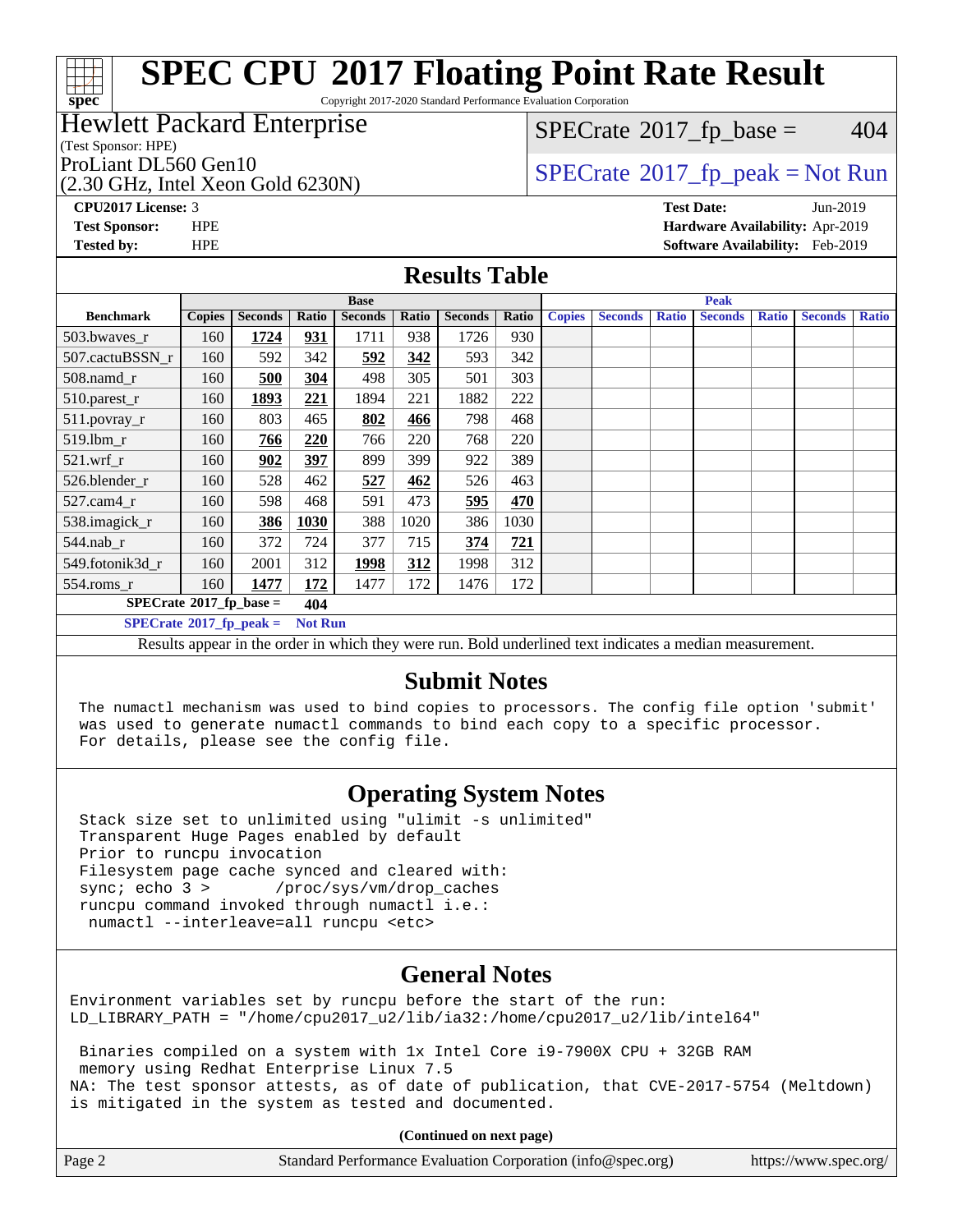# SPEC CPU 2017 Floating Point Rate Result

Copyright 2017-2020 Standard Performance Evaluation Corporation

**Hewlett Packard Enterprise**
(Test Sponsor: HPE)
ProLiant DL560 Gen10
(2.30 GHz, Intel Xeon Gold 6230N)

SPECrate 2017_fp_base = 404

SPECrate 2017_fp_peak = Not Run

**CPU2017 License:** 3
**Test Sponsor:** HPE
**Tested by:** HPE

**Test Date:** Jun-2019
**Hardware Availability:** Apr-2019
**Software Availability:** Feb-2019

## Results Table

| Benchmark | Base | | | | | | | Peak | | | | | | |
|---|---|---|---|---|---|---|---|---|---|---|---|---|---|---|
| | Copies | Seconds | Ratio | Seconds | Ratio | Seconds | Ratio | Copies | Seconds | Ratio | Seconds | Ratio | Seconds | Ratio |
| 503.bwaves_r | 160 | **1724** | **931** | 1711 | 938 | 1726 | 930 | | | | | | | |
| 507.cactuBSSN_r | 160 | 592 | 342 | **592** | **342** | 593 | 342 | | | | | | | |
| 508.namd_r | 160 | **500** | **304** | 498 | 305 | 501 | 303 | | | | | | | |
| 510.parest_r | 160 | **1893** | **221** | 1894 | 221 | 1882 | 222 | | | | | | | |
| 511.povray_r | 160 | 803 | 465 | **802** | **466** | 798 | 468 | | | | | | | |
| 519.lbm_r | 160 | **766** | **220** | 766 | 220 | 768 | 220 | | | | | | | |
| 521.wrf_r | 160 | **902** | **397** | 899 | 399 | 922 | 389 | | | | | | | |
| 526.blender_r | 160 | 528 | 462 | **527** | **462** | 526 | 463 | | | | | | | |
| 527.cam4_r | 160 | 598 | 468 | 591 | 473 | **595** | **470** | | | | | | | |
| 538.imagick_r | 160 | **386** | **1030** | 388 | 1020 | 386 | 1030 | | | | | | | |
| 544.nab_r | 160 | 372 | 724 | 377 | 715 | **374** | **721** | | | | | | | |
| 549.fotonik3d_r | 160 | 2001 | 312 | **1998** | **312** | 1998 | 312 | | | | | | | |
| 554.roms_r | 160 | **1477** | **172** | 1477 | 172 | 1476 | 172 | | | | | | | |

**SPECrate 2017_fp_base = 404**

**SPECrate 2017_fp_peak = Not Run**

Results appear in the order in which they were run. Bold underlined text indicates a median measurement.

## Submit Notes

```
The numactl mechanism was used to bind copies to processors. The config file option 'submit'
was used to generate numactl commands to bind each copy to a specific processor.
For details, please see the config file.
```

## Operating System Notes

```
Stack size set to unlimited using "ulimit -s unlimited"
Transparent Huge Pages enabled by default
Prior to runcpu invocation
Filesystem page cache synced and cleared with:
sync; echo 3 >       /proc/sys/vm/drop_caches
runcpu command invoked through numactl i.e.:
 numactl --interleave=all runcpu <etc>
```

## General Notes

```
Environment variables set by runcpu before the start of the run:
LD_LIBRARY_PATH = "/home/cpu2017_u2/lib/ia32:/home/cpu2017_u2/lib/intel64"

 Binaries compiled on a system with 1x Intel Core i9-7900X CPU + 32GB RAM
 memory using Redhat Enterprise Linux 7.5
NA: The test sponsor attests, as of date of publication, that CVE-2017-5754 (Meltdown)
is mitigated in the system as tested and documented.
```

**(Continued on next page)**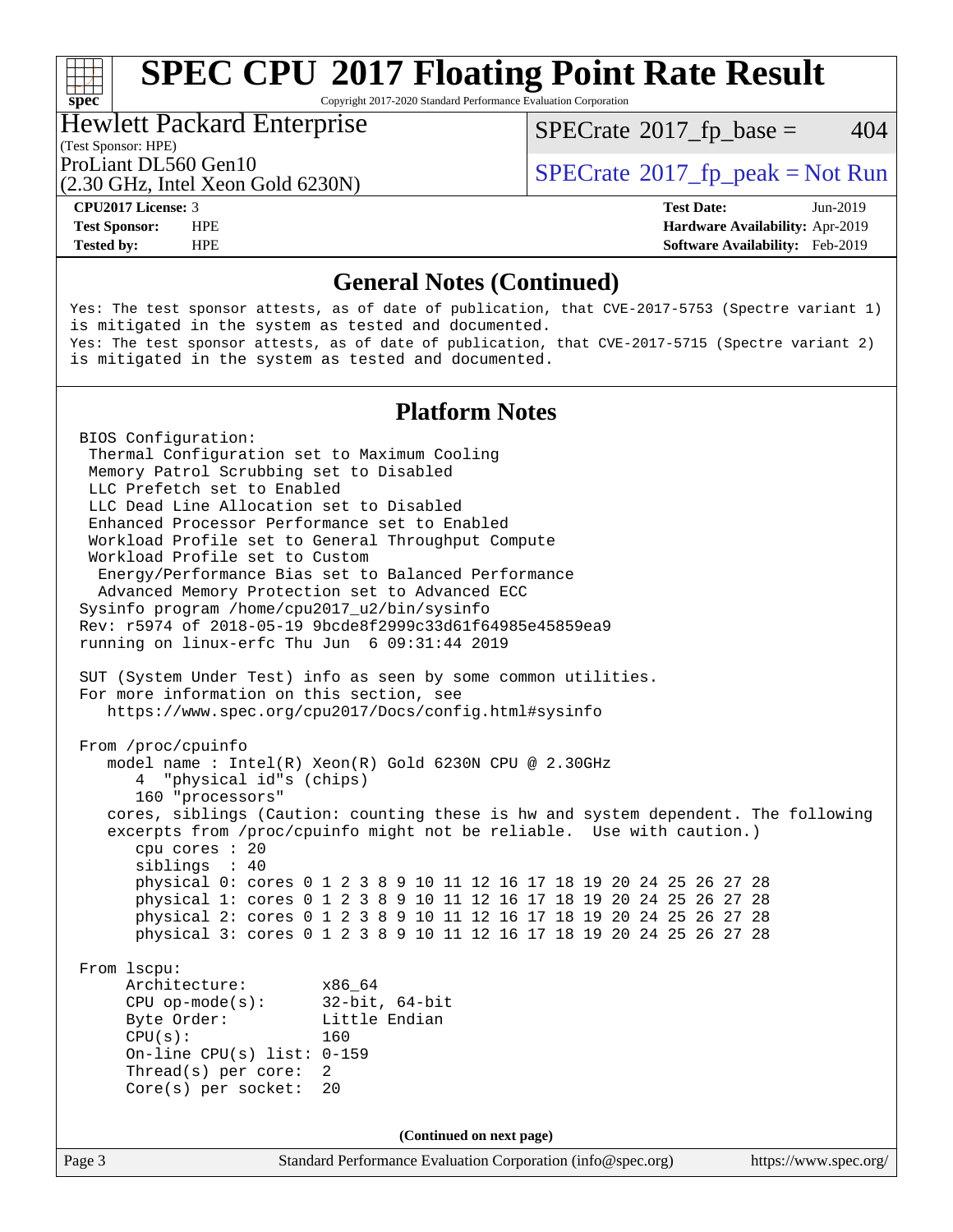# SPEC CPU 2017 Floating Point Rate Result

Copyright 2017-2020 Standard Performance Evaluation Corporation

**Hewlett Packard Enterprise**
(Test Sponsor: HPE)

ProLiant DL560 Gen10
(2.30 GHz, Intel Xeon Gold 6230N)

SPECrate 2017_fp_base = 404

SPECrate 2017_fp_peak = Not Run

| | | | |
|---|---|---|---|
| **CPU2017 License:** | 3 | **Test Date:** | Jun-2019 |
| **Test Sponsor:** | HPE | **Hardware Availability:** | Apr-2019 |
| **Tested by:** | HPE | **Software Availability:** | Feb-2019 |

## General Notes (Continued)

```
Yes: The test sponsor attests, as of date of publication, that CVE-2017-5753 (Spectre variant 1)
is mitigated in the system as tested and documented.
Yes: The test sponsor attests, as of date of publication, that CVE-2017-5715 (Spectre variant 2)
is mitigated in the system as tested and documented.
```

## Platform Notes

```
BIOS Configuration:
 Thermal Configuration set to Maximum Cooling
 Memory Patrol Scrubbing set to Disabled
 LLC Prefetch set to Enabled
 LLC Dead Line Allocation set to Disabled
 Enhanced Processor Performance set to Enabled
 Workload Profile set to General Throughput Compute
 Workload Profile set to Custom
  Energy/Performance Bias set to Balanced Performance
  Advanced Memory Protection set to Advanced ECC
Sysinfo program /home/cpu2017_u2/bin/sysinfo
Rev: r5974 of 2018-05-19 9bcde8f2999c33d61f64985e45859ea9
running on linux-erfc Thu Jun  6 09:31:44 2019

SUT (System Under Test) info as seen by some common utilities.
For more information on this section, see
   https://www.spec.org/cpu2017/Docs/config.html#sysinfo

From /proc/cpuinfo
   model name : Intel(R) Xeon(R) Gold 6230N CPU @ 2.30GHz
      4  "physical id"s (chips)
      160 "processors"
   cores, siblings (Caution: counting these is hw and system dependent. The following
   excerpts from /proc/cpuinfo might not be reliable.  Use with caution.)
      cpu cores : 20
      siblings  : 40
      physical 0: cores 0 1 2 3 8 9 10 11 12 16 17 18 19 20 24 25 26 27 28
      physical 1: cores 0 1 2 3 8 9 10 11 12 16 17 18 19 20 24 25 26 27 28
      physical 2: cores 0 1 2 3 8 9 10 11 12 16 17 18 19 20 24 25 26 27 28
      physical 3: cores 0 1 2 3 8 9 10 11 12 16 17 18 19 20 24 25 26 27 28

From lscpu:
     Architecture:        x86_64
     CPU op-mode(s):      32-bit, 64-bit
     Byte Order:          Little Endian
     CPU(s):              160
     On-line CPU(s) list: 0-159
     Thread(s) per core:  2
     Core(s) per socket:  20
```

**(Continued on next page)**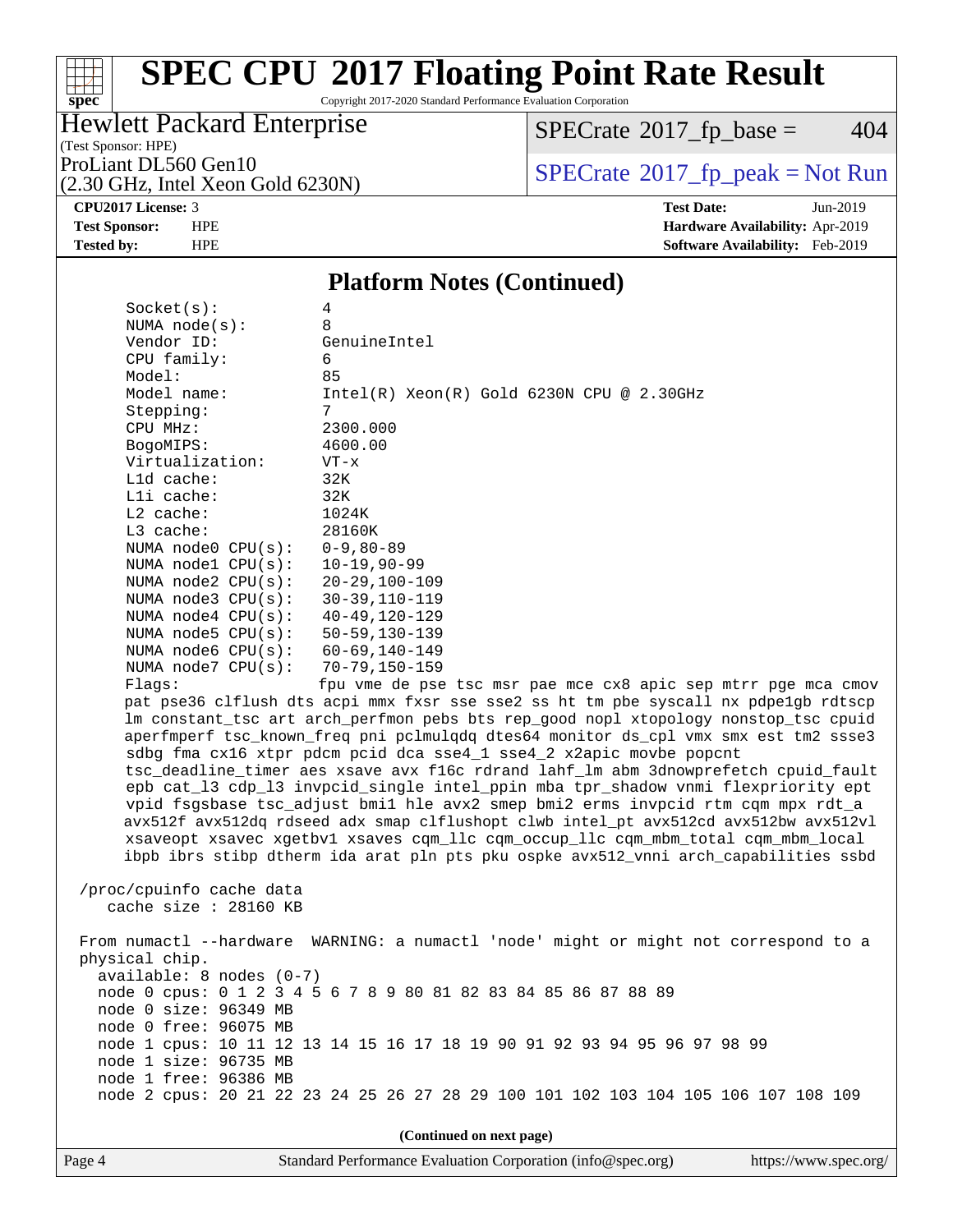## Platform Notes (Continued)

```
Socket(s):             4
NUMA node(s):          8
Vendor ID:             GenuineIntel
CPU family:            6
Model:                 85
Model name:            Intel(R) Xeon(R) Gold 6230N CPU @ 2.30GHz
Stepping:              7
CPU MHz:               2300.000
BogoMIPS:              4600.00
Virtualization:        VT-x
L1d cache:             32K
L1i cache:             32K
L2 cache:              1024K
L3 cache:              28160K
NUMA node0 CPU(s):     0-9,80-89
NUMA node1 CPU(s):     10-19,90-99
NUMA node2 CPU(s):     20-29,100-109
NUMA node3 CPU(s):     30-39,110-119
NUMA node4 CPU(s):     40-49,120-129
NUMA node5 CPU(s):     50-59,130-139
NUMA node6 CPU(s):     60-69,140-149
NUMA node7 CPU(s):     70-79,150-159
Flags:                 fpu vme de pse tsc msr pae mce cx8 apic sep mtrr pge mca cmov
pat pse36 clflush dts acpi mmx fxsr sse sse2 ss ht tm pbe syscall nx pdpe1gb rdtscp
lm constant_tsc art arch_perfmon pebs bts rep_good nopl xtopology nonstop_tsc cpuid
aperfmperf tsc_known_freq pni pclmulqdq dtes64 monitor ds_cpl vmx smx est tm2 ssse3
sdbg fma cx16 xtpr pdcm pcid dca sse4_1 sse4_2 x2apic movbe popcnt
tsc_deadline_timer aes xsave avx f16c rdrand lahf_lm abm 3dnowprefetch cpuid_fault
epb cat_l3 cdp_l3 invpcid_single intel_ppin mba tpr_shadow vnmi flexpriority ept
vpid fsgsbase tsc_adjust bmi1 hle avx2 smep bmi2 erms invpcid rtm cqm mpx rdt_a
avx512f avx512dq rdseed adx smap clflushopt clwb intel_pt avx512cd avx512bw avx512vl
xsaveopt xsavec xgetbv1 xsaves cqm_llc cqm_occup_llc cqm_mbm_total cqm_mbm_local
ibpb ibrs stibp dtherm ida arat pln pts pku ospke avx512_vnni arch_capabilities ssbd

/proc/cpuinfo cache data
   cache size : 28160 KB

From numactl --hardware  WARNING: a numactl 'node' might or might not correspond to a
physical chip.
  available: 8 nodes (0-7)
  node 0 cpus: 0 1 2 3 4 5 6 7 8 9 80 81 82 83 84 85 86 87 88 89
  node 0 size: 96349 MB
  node 0 free: 96075 MB
  node 1 cpus: 10 11 12 13 14 15 16 17 18 19 90 91 92 93 94 95 96 97 98 99
  node 1 size: 96735 MB
  node 1 free: 96386 MB
  node 2 cpus: 20 21 22 23 24 25 26 27 28 29 100 101 102 103 104 105 106 107 108 109
```

(Continued on next page)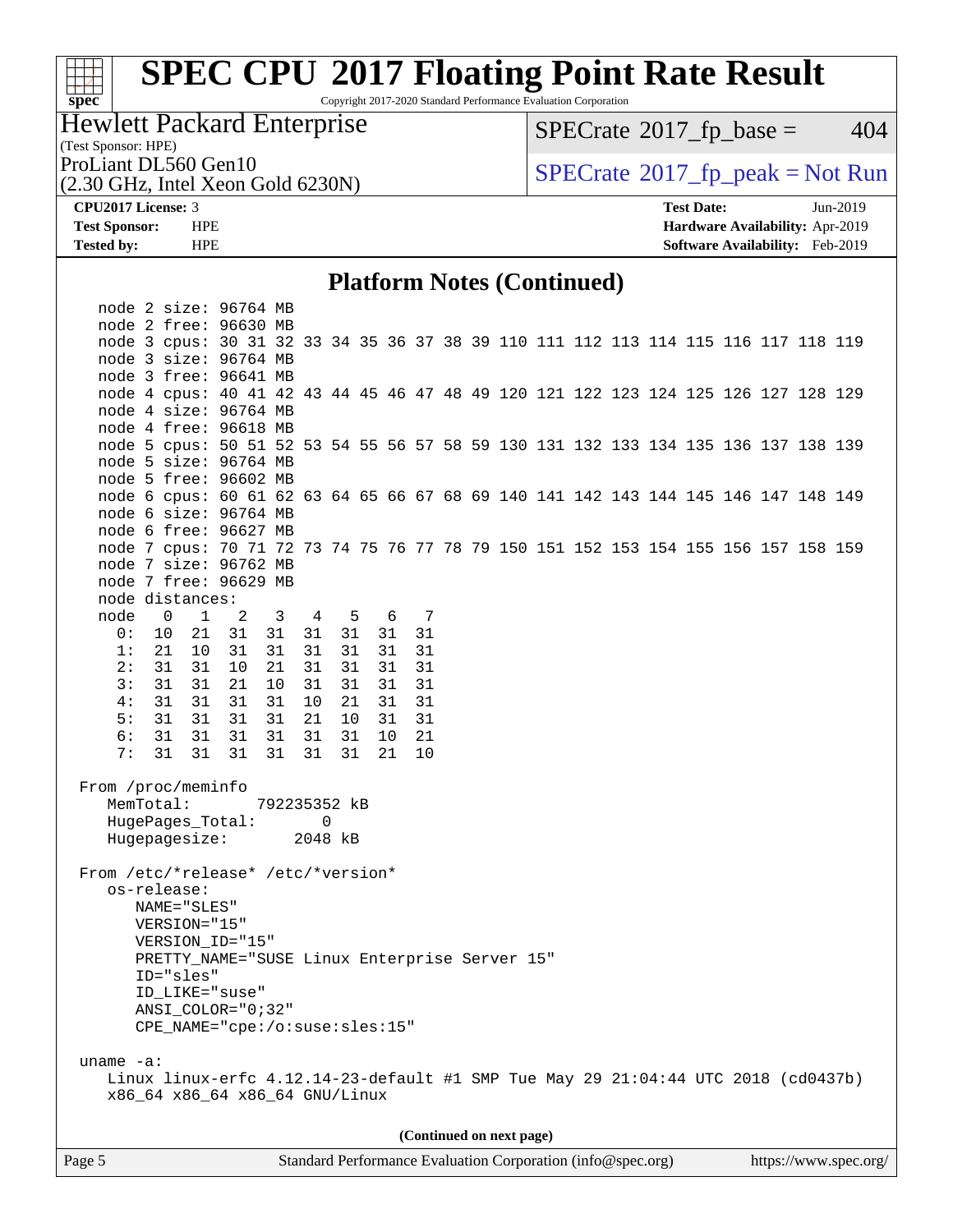## Platform Notes (Continued)

```
    node 2 size: 96764 MB
    node 2 free: 96630 MB
    node 3 cpus: 30 31 32 33 34 35 36 37 38 39 110 111 112 113 114 115 116 117 118 119
    node 3 size: 96764 MB
    node 3 free: 96641 MB
    node 4 cpus: 40 41 42 43 44 45 46 47 48 49 120 121 122 123 124 125 126 127 128 129
    node 4 size: 96764 MB
    node 4 free: 96618 MB
    node 5 cpus: 50 51 52 53 54 55 56 57 58 59 130 131 132 133 134 135 136 137 138 139
    node 5 size: 96764 MB
    node 5 free: 96602 MB
    node 6 cpus: 60 61 62 63 64 65 66 67 68 69 140 141 142 143 144 145 146 147 148 149
    node 6 size: 96764 MB
    node 6 free: 96627 MB
    node 7 cpus: 70 71 72 73 74 75 76 77 78 79 150 151 152 153 154 155 156 157 158 159
    node 7 size: 96762 MB
    node 7 free: 96629 MB
    node distances:
    node   0   1   2   3   4   5   6   7
      0:  10  21  31  31  31  31  31  31
      1:  21  10  31  31  31  31  31  31
      2:  31  31  10  21  31  31  31  31
      3:  31  31  21  10  31  31  31  31
      4:  31  31  31  31  10  21  31  31
      5:  31  31  31  31  21  10  31  31
      6:  31  31  31  31  31  31  10  21
      7:  31  31  31  31  31  31  21  10

 From /proc/meminfo
    MemTotal:       792235352 kB
    HugePages_Total:       0
    Hugepagesize:       2048 kB

 From /etc/*release* /etc/*version*
    os-release:
       NAME="SLES"
       VERSION="15"
       VERSION_ID="15"
       PRETTY_NAME="SUSE Linux Enterprise Server 15"
       ID="sles"
       ID_LIKE="suse"
       ANSI_COLOR="0;32"
       CPE_NAME="cpe:/o:suse:sles:15"

 uname -a:
    Linux linux-erfc 4.12.14-23-default #1 SMP Tue May 29 21:04:44 UTC 2018 (cd0437b)
    x86_64 x86_64 x86_64 GNU/Linux
```

**(Continued on next page)**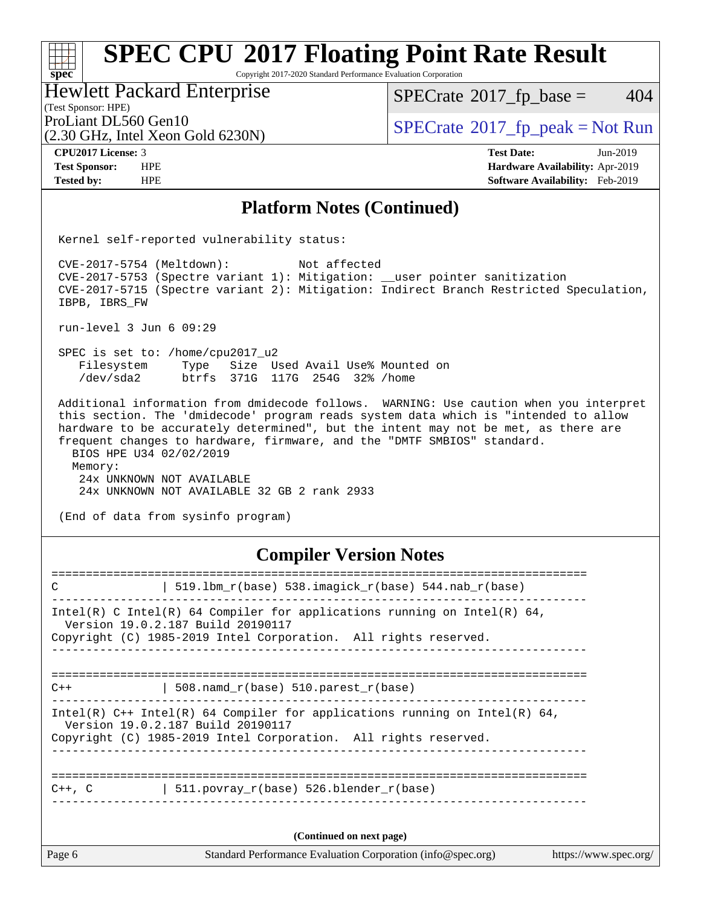## Platform Notes (Continued)

```
Kernel self-reported vulnerability status:

CVE-2017-5754 (Meltdown):          Not affected
CVE-2017-5753 (Spectre variant 1): Mitigation: __user pointer sanitization
CVE-2017-5715 (Spectre variant 2): Mitigation: Indirect Branch Restricted Speculation,
IBPB, IBRS_FW

run-level 3 Jun 6 09:29

SPEC is set to: /home/cpu2017_u2
   Filesystem     Type   Size  Used Avail Use% Mounted on
   /dev/sda2      btrfs  371G  117G  254G  32% /home

Additional information from dmidecode follows.  WARNING: Use caution when you interpret
this section. The 'dmidecode' program reads system data which is "intended to allow
hardware to be accurately determined", but the intent may not be met, as there are
frequent changes to hardware, firmware, and the "DMTF SMBIOS" standard.
  BIOS HPE U34 02/02/2019
  Memory:
   24x UNKNOWN NOT AVAILABLE
   24x UNKNOWN NOT AVAILABLE 32 GB 2 rank 2933

(End of data from sysinfo program)
```

## Compiler Version Notes

```
==============================================================================
C               | 519.lbm_r(base) 538.imagick_r(base) 544.nab_r(base)
------------------------------------------------------------------------------
Intel(R) C Intel(R) 64 Compiler for applications running on Intel(R) 64,
  Version 19.0.2.187 Build 20190117
Copyright (C) 1985-2019 Intel Corporation.  All rights reserved.
------------------------------------------------------------------------------

==============================================================================
C++             | 508.namd_r(base) 510.parest_r(base)
------------------------------------------------------------------------------
Intel(R) C++ Intel(R) 64 Compiler for applications running on Intel(R) 64,
  Version 19.0.2.187 Build 20190117
Copyright (C) 1985-2019 Intel Corporation.  All rights reserved.
------------------------------------------------------------------------------

==============================================================================
C++, C          | 511.povray_r(base) 526.blender_r(base)
------------------------------------------------------------------------------
```

(Continued on next page)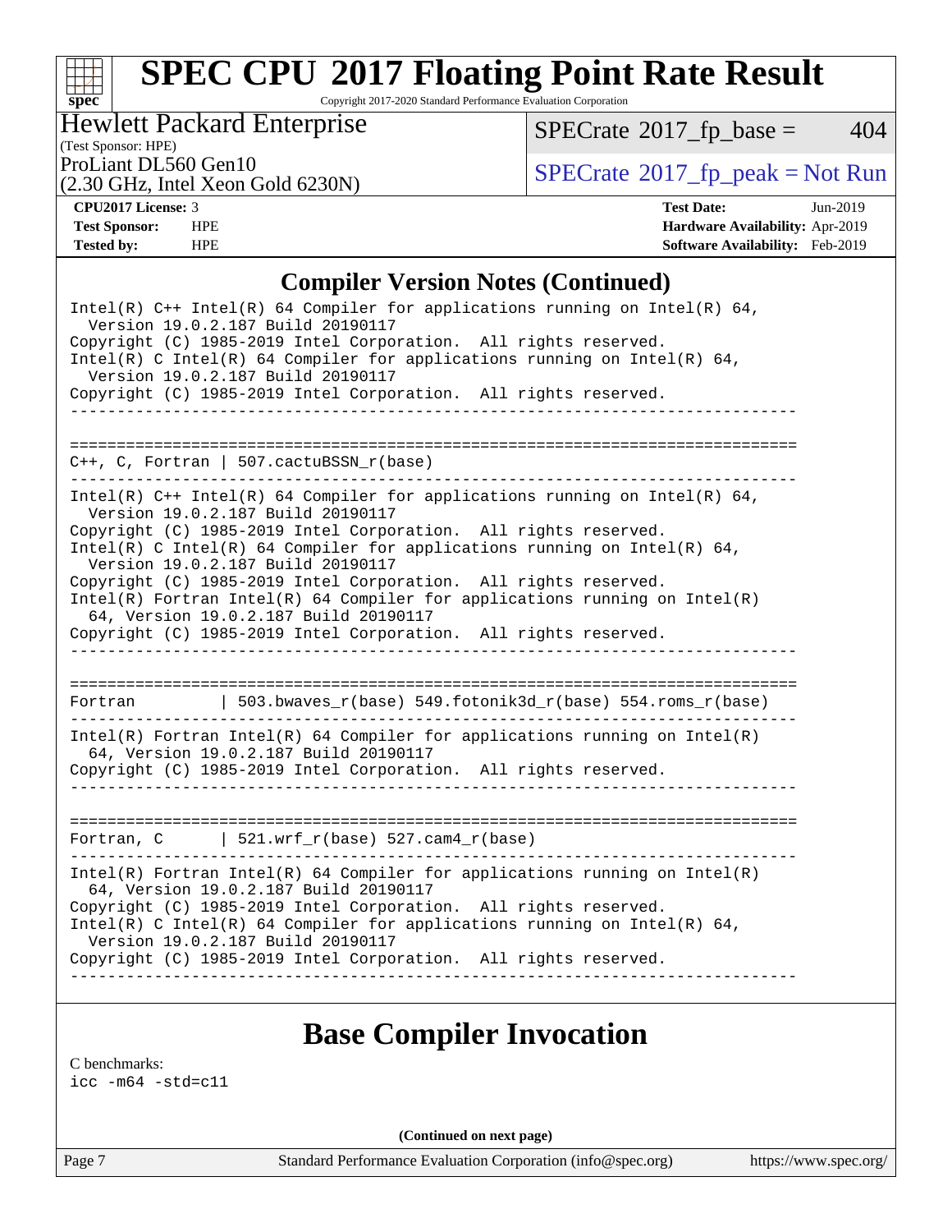## Compiler Version Notes (Continued)

```
Intel(R) C++ Intel(R) 64 Compiler for applications running on Intel(R) 64,
  Version 19.0.2.187 Build 20190117
Copyright (C) 1985-2019 Intel Corporation.  All rights reserved.
Intel(R) C Intel(R) 64 Compiler for applications running on Intel(R) 64,
  Version 19.0.2.187 Build 20190117
Copyright (C) 1985-2019 Intel Corporation.  All rights reserved.
------------------------------------------------------------------------------

==============================================================================
C++, C, Fortran | 507.cactuBSSN_r(base)
------------------------------------------------------------------------------
Intel(R) C++ Intel(R) 64 Compiler for applications running on Intel(R) 64,
  Version 19.0.2.187 Build 20190117
Copyright (C) 1985-2019 Intel Corporation.  All rights reserved.
Intel(R) C Intel(R) 64 Compiler for applications running on Intel(R) 64,
  Version 19.0.2.187 Build 20190117
Copyright (C) 1985-2019 Intel Corporation.  All rights reserved.
Intel(R) Fortran Intel(R) 64 Compiler for applications running on Intel(R)
  64, Version 19.0.2.187 Build 20190117
Copyright (C) 1985-2019 Intel Corporation.  All rights reserved.
------------------------------------------------------------------------------

==============================================================================
Fortran         | 503.bwaves_r(base) 549.fotonik3d_r(base) 554.roms_r(base)
------------------------------------------------------------------------------
Intel(R) Fortran Intel(R) 64 Compiler for applications running on Intel(R)
  64, Version 19.0.2.187 Build 20190117
Copyright (C) 1985-2019 Intel Corporation.  All rights reserved.
------------------------------------------------------------------------------

==============================================================================
Fortran, C      | 521.wrf_r(base) 527.cam4_r(base)
------------------------------------------------------------------------------
Intel(R) Fortran Intel(R) 64 Compiler for applications running on Intel(R)
  64, Version 19.0.2.187 Build 20190117
Copyright (C) 1985-2019 Intel Corporation.  All rights reserved.
Intel(R) C Intel(R) 64 Compiler for applications running on Intel(R) 64,
  Version 19.0.2.187 Build 20190117
Copyright (C) 1985-2019 Intel Corporation.  All rights reserved.
------------------------------------------------------------------------------
```

## Base Compiler Invocation

C benchmarks:
`icc -m64 -std=c11`

(Continued on next page)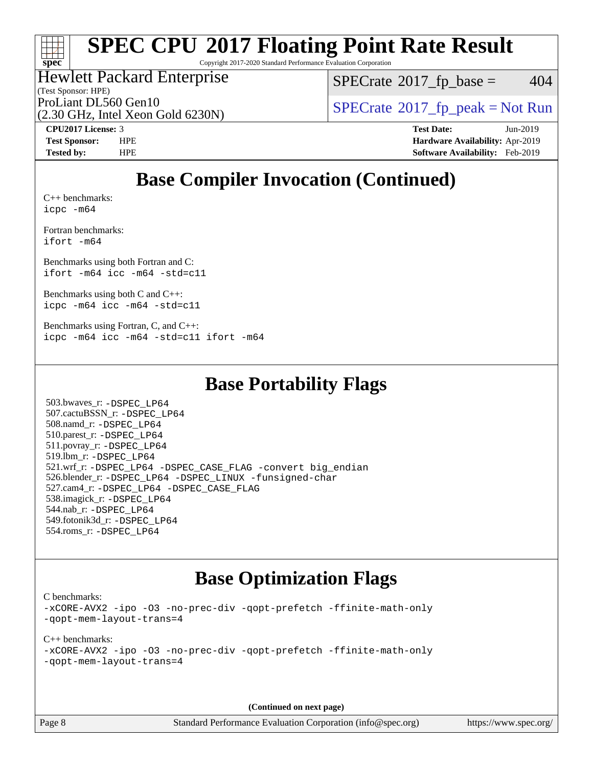# SPEC CPU 2017 Floating Point Rate Result

Copyright 2017-2020 Standard Performance Evaluation Corporation

**Hewlett Packard Enterprise**
(Test Sponsor: HPE)
ProLiant DL560 Gen10
(2.30 GHz, Intel Xeon Gold 6230N)

SPECrate 2017_fp_base = 404

SPECrate 2017_fp_peak = Not Run

**CPU2017 License:** 3
**Test Sponsor:** HPE
**Tested by:** HPE

**Test Date:** Jun-2019
**Hardware Availability:** Apr-2019
**Software Availability:** Feb-2019

## Base Compiler Invocation (Continued)

C++ benchmarks:
`icpc -m64`

Fortran benchmarks:
`ifort -m64`

Benchmarks using both Fortran and C:
`ifort -m64 icc -m64 -std=c11`

Benchmarks using both C and C++:
`icpc -m64 icc -m64 -std=c11`

Benchmarks using Fortran, C, and C++:
`icpc -m64 icc -m64 -std=c11 ifort -m64`

## Base Portability Flags

503.bwaves_r: `-DSPEC_LP64`
507.cactuBSSN_r: `-DSPEC_LP64`
508.namd_r: `-DSPEC_LP64`
510.parest_r: `-DSPEC_LP64`
511.povray_r: `-DSPEC_LP64`
519.lbm_r: `-DSPEC_LP64`
521.wrf_r: `-DSPEC_LP64 -DSPEC_CASE_FLAG -convert big_endian`
526.blender_r: `-DSPEC_LP64 -DSPEC_LINUX -funsigned-char`
527.cam4_r: `-DSPEC_LP64 -DSPEC_CASE_FLAG`
538.imagick_r: `-DSPEC_LP64`
544.nab_r: `-DSPEC_LP64`
549.fotonik3d_r: `-DSPEC_LP64`
554.roms_r: `-DSPEC_LP64`

## Base Optimization Flags

C benchmarks:
`-xCORE-AVX2 -ipo -O3 -no-prec-div -qopt-prefetch -ffinite-math-only -qopt-mem-layout-trans=4`

C++ benchmarks:
`-xCORE-AVX2 -ipo -O3 -no-prec-div -qopt-prefetch -ffinite-math-only -qopt-mem-layout-trans=4`

**(Continued on next page)**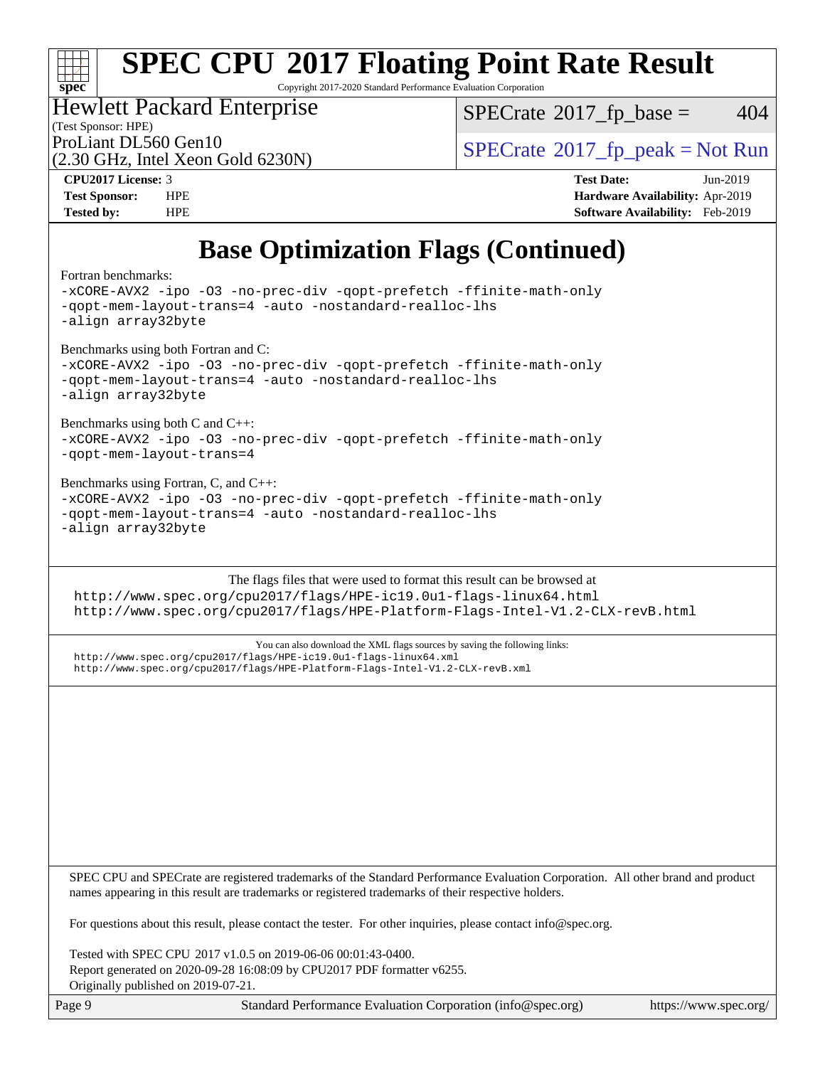# Base Optimization Flags (Continued)

Fortran benchmarks:

```
-xCORE-AVX2 -ipo -O3 -no-prec-div -qopt-prefetch -ffinite-math-only
-qopt-mem-layout-trans=4 -auto -nostandard-realloc-lhs
-align array32byte
```

Benchmarks using both Fortran and C:

```
-xCORE-AVX2 -ipo -O3 -no-prec-div -qopt-prefetch -ffinite-math-only
-qopt-mem-layout-trans=4 -auto -nostandard-realloc-lhs
-align array32byte
```

Benchmarks using both C and C++:

```
-xCORE-AVX2 -ipo -O3 -no-prec-div -qopt-prefetch -ffinite-math-only
-qopt-mem-layout-trans=4
```

Benchmarks using Fortran, C, and C++:

```
-xCORE-AVX2 -ipo -O3 -no-prec-div -qopt-prefetch -ffinite-math-only
-qopt-mem-layout-trans=4 -auto -nostandard-realloc-lhs
-align array32byte
```

The flags files that were used to format this result can be browsed at

http://www.spec.org/cpu2017/flags/HPE-ic19.0u1-flags-linux64.html
http://www.spec.org/cpu2017/flags/HPE-Platform-Flags-Intel-V1.2-CLX-revB.html

You can also download the XML flags sources by saving the following links:

http://www.spec.org/cpu2017/flags/HPE-ic19.0u1-flags-linux64.xml
http://www.spec.org/cpu2017/flags/HPE-Platform-Flags-Intel-V1.2-CLX-revB.xml

SPEC CPU and SPECrate are registered trademarks of the Standard Performance Evaluation Corporation. All other brand and product names appearing in this result are trademarks or registered trademarks of their respective holders.

For questions about this result, please contact the tester. For other inquiries, please contact info@spec.org.

Tested with SPEC CPU 2017 v1.0.5 on 2019-06-06 00:01:43-0400.
Report generated on 2020-09-28 16:08:09 by CPU2017 PDF formatter v6255.
Originally published on 2019-07-21.